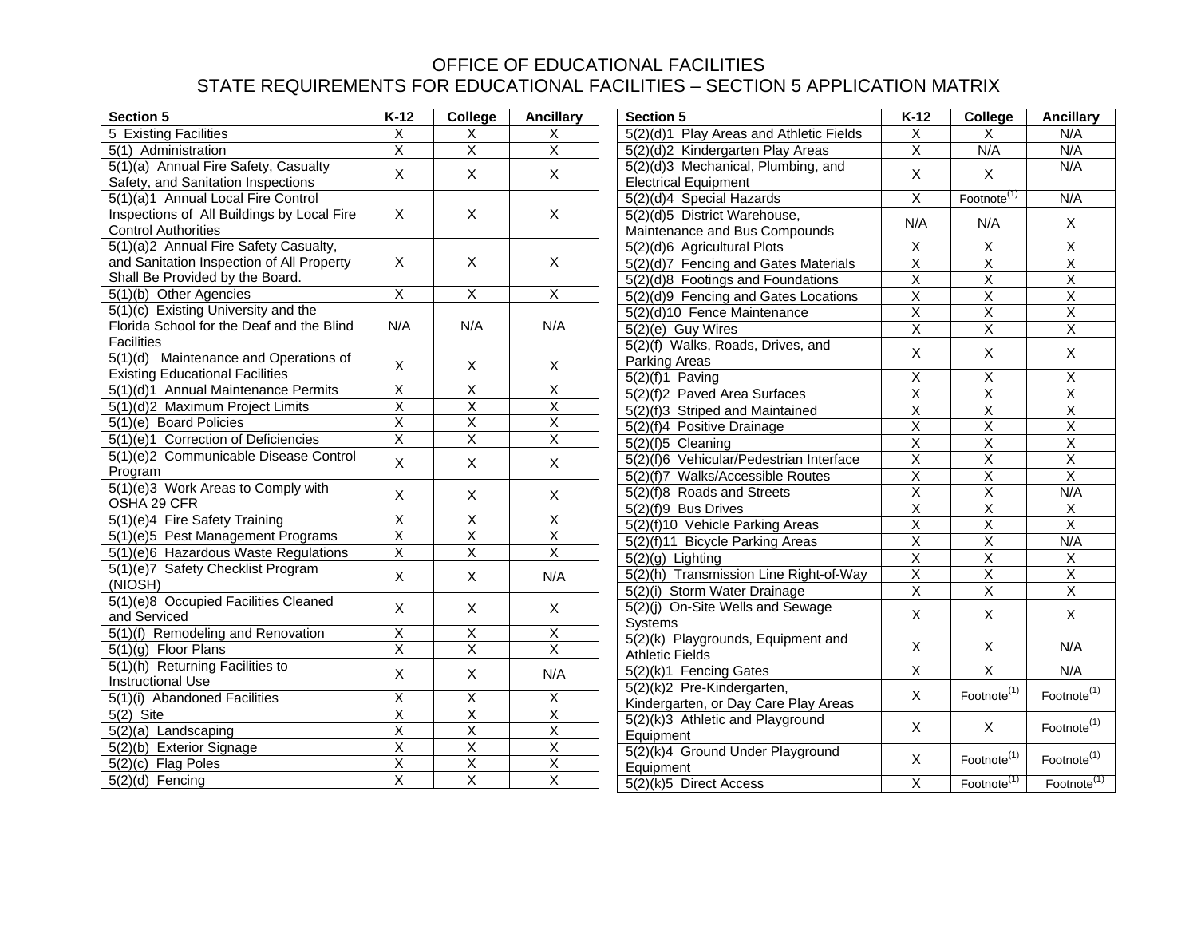# OFFICE OF EDUCATIONAL FACILITIES
## STATE REQUIREMENTS FOR EDUCATIONAL FACILITIES – SECTION 5 APPLICATION MATRIX

| Section 5 | K-12 | College | Ancillary |
|---|---|---|---|
| 5 Existing Facilities | X | X | X |
| 5(1) Administration | X | X | X |
| 5(1)(a) Annual Fire Safety, Casualty Safety, and Sanitation Inspections | X | X | X |
| 5(1)(a)1 Annual Local Fire Control Inspections of All Buildings by Local Fire Control Authorities | X | X | X |
| 5(1)(a)2 Annual Fire Safety Casualty, and Sanitation Inspection of All Property Shall Be Provided by the Board. | X | X | X |
| 5(1)(b) Other Agencies | X | X | X |
| 5(1)(c) Existing University and the Florida School for the Deaf and the Blind Facilities | N/A | N/A | N/A |
| 5(1)(d) Maintenance and Operations of Existing Educational Facilities | X | X | X |
| 5(1)(d)1 Annual Maintenance Permits | X | X | X |
| 5(1)(d)2 Maximum Project Limits | X | X | X |
| 5(1)(e) Board Policies | X | X | X |
| 5(1)(e)1 Correction of Deficiencies | X | X | X |
| 5(1)(e)2 Communicable Disease Control Program | X | X | X |
| 5(1)(e)3 Work Areas to Comply with OSHA 29 CFR | X | X | X |
| 5(1)(e)4 Fire Safety Training | X | X | X |
| 5(1)(e)5 Pest Management Programs | X | X | X |
| 5(1)(e)6 Hazardous Waste Regulations | X | X | X |
| 5(1)(e)7 Safety Checklist Program (NIOSH) | X | X | N/A |
| 5(1)(e)8 Occupied Facilities Cleaned and Serviced | X | X | X |
| 5(1)(f) Remodeling and Renovation | X | X | X |
| 5(1)(g) Floor Plans | X | X | X |
| 5(1)(h) Returning Facilities to Instructional Use | X | X | N/A |
| 5(1)(i) Abandoned Facilities | X | X | X |
| 5(2) Site | X | X | X |
| 5(2)(a) Landscaping | X | X | X |
| 5(2)(b) Exterior Signage | X | X | X |
| 5(2)(c) Flag Poles | X | X | X |
| 5(2)(d) Fencing | X | X | X |
| 5(2)(d)1 Play Areas and Athletic Fields | X | X | N/A |
| 5(2)(d)2 Kindergarten Play Areas | X | N/A | N/A |
| 5(2)(d)3 Mechanical, Plumbing, and Electrical Equipment | X | X | N/A |
| 5(2)(d)4 Special Hazards | X | Footnote[1] | N/A |
| 5(2)(d)5 District Warehouse, Maintenance and Bus Compounds | N/A | N/A | X |
| 5(2)(d)6 Agricultural Plots | X | X | X |
| 5(2)(d)7 Fencing and Gates Materials | X | X | X |
| 5(2)(d)8 Footings and Foundations | X | X | X |
| 5(2)(d)9 Fencing and Gates Locations | X | X | X |
| 5(2)(d)10 Fence Maintenance | X | X | X |
| 5(2)(e) Guy Wires | X | X | X |
| 5(2)(f) Walks, Roads, Drives, and Parking Areas | X | X | X |
| 5(2)(f)1 Paving | X | X | X |
| 5(2)(f)2 Paved Area Surfaces | X | X | X |
| 5(2)(f)3 Striped and Maintained | X | X | X |
| 5(2)(f)4 Positive Drainage | X | X | X |
| 5(2)(f)5 Cleaning | X | X | X |
| 5(2)(f)6 Vehicular/Pedestrian Interface | X | X | X |
| 5(2)(f)7 Walks/Accessible Routes | X | X | X |
| 5(2)(f)8 Roads and Streets | X | X | N/A |
| 5(2)(f)9 Bus Drives | X | X | X |
| 5(2)(f)10 Vehicle Parking Areas | X | X | X |
| 5(2)(f)11 Bicycle Parking Areas | X | X | N/A |
| 5(2)(g) Lighting | X | X | X |
| 5(2)(h) Transmission Line Right-of-Way | X | X | X |
| 5(2)(i) Storm Water Drainage | X | X | X |
| 5(2)(j) On-Site Wells and Sewage Systems | X | X | X |
| 5(2)(k) Playgrounds, Equipment and Athletic Fields | X | X | N/A |
| 5(2)(k)1 Fencing Gates | X | X | N/A |
| 5(2)(k)2 Pre-Kindergarten, Kindergarten, or Day Care Play Areas | X | Footnote[1] | Footnote[1] |
| 5(2)(k)3 Athletic and Playground Equipment | X | X | Footnote[1] |
| 5(2)(k)4 Ground Under Playground Equipment | X | Footnote[1] | Footnote[1] |
| 5(2)(k)5 Direct Access | X | Footnote[1] | Footnote[1] |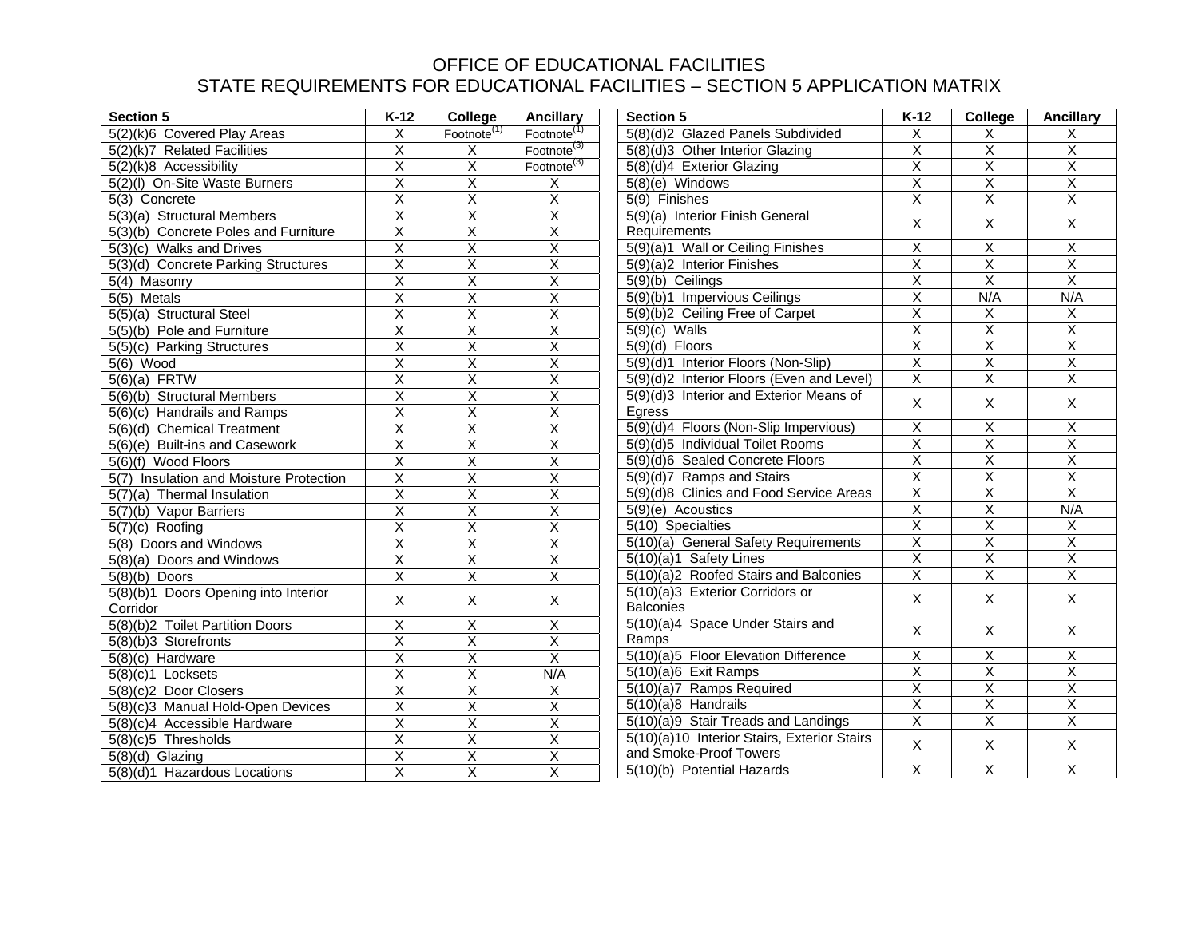# OFFICE OF EDUCATIONAL FACILITIES
## STATE REQUIREMENTS FOR EDUCATIONAL FACILITIES – SECTION 5 APPLICATION MATRIX

| Section 5 | K-12 | College | Ancillary |
|---|---|---|---|
| 5(2)(k)6 Covered Play Areas | X | Footnote[1] | Footnote[1] |
| 5(2)(k)7 Related Facilities | X | X | Footnote[3] |
| 5(2)(k)8 Accessibility | X | X | Footnote[3] |
| 5(2)(l) On-Site Waste Burners | X | X | X |
| 5(3) Concrete | X | X | X |
| 5(3)(a) Structural Members | X | X | X |
| 5(3)(b) Concrete Poles and Furniture | X | X | X |
| 5(3)(c) Walks and Drives | X | X | X |
| 5(3)(d) Concrete Parking Structures | X | X | X |
| 5(4) Masonry | X | X | X |
| 5(5) Metals | X | X | X |
| 5(5)(a) Structural Steel | X | X | X |
| 5(5)(b) Pole and Furniture | X | X | X |
| 5(5)(c) Parking Structures | X | X | X |
| 5(6) Wood | X | X | X |
| 5(6)(a) FRTW | X | X | X |
| 5(6)(b) Structural Members | X | X | X |
| 5(6)(c) Handrails and Ramps | X | X | X |
| 5(6)(d) Chemical Treatment | X | X | X |
| 5(6)(e) Built-ins and Casework | X | X | X |
| 5(6)(f) Wood Floors | X | X | X |
| 5(7) Insulation and Moisture Protection | X | X | X |
| 5(7)(a) Thermal Insulation | X | X | X |
| 5(7)(b) Vapor Barriers | X | X | X |
| 5(7)(c) Roofing | X | X | X |
| 5(8) Doors and Windows | X | X | X |
| 5(8)(a) Doors and Windows | X | X | X |
| 5(8)(b) Doors | X | X | X |
| 5(8)(b)1 Doors Opening into Interior Corridor | X | X | X |
| 5(8)(b)2 Toilet Partition Doors | X | X | X |
| 5(8)(b)3 Storefronts | X | X | X |
| 5(8)(c) Hardware | X | X | X |
| 5(8)(c)1 Locksets | X | X | N/A |
| 5(8)(c)2 Door Closers | X | X | X |
| 5(8)(c)3 Manual Hold-Open Devices | X | X | X |
| 5(8)(c)4 Accessible Hardware | X | X | X |
| 5(8)(c)5 Thresholds | X | X | X |
| 5(8)(d) Glazing | X | X | X |
| 5(8)(d)1 Hazardous Locations | X | X | X |
| 5(8)(d)2 Glazed Panels Subdivided | X | X | X |
| 5(8)(d)3 Other Interior Glazing | X | X | X |
| 5(8)(d)4 Exterior Glazing | X | X | X |
| 5(8)(e) Windows | X | X | X |
| 5(9) Finishes | X | X | X |
| 5(9)(a) Interior Finish General Requirements | X | X | X |
| 5(9)(a)1 Wall or Ceiling Finishes | X | X | X |
| 5(9)(a)2 Interior Finishes | X | X | X |
| 5(9)(b) Ceilings | X | X | X |
| 5(9)(b)1 Impervious Ceilings | X | N/A | N/A |
| 5(9)(b)2 Ceiling Free of Carpet | X | X | X |
| 5(9)(c) Walls | X | X | X |
| 5(9)(d) Floors | X | X | X |
| 5(9)(d)1 Interior Floors (Non-Slip) | X | X | X |
| 5(9)(d)2 Interior Floors (Even and Level) | X | X | X |
| 5(9)(d)3 Interior and Exterior Means of Egress | X | X | X |
| 5(9)(d)4 Floors (Non-Slip Impervious) | X | X | X |
| 5(9)(d)5 Individual Toilet Rooms | X | X | X |
| 5(9)(d)6 Sealed Concrete Floors | X | X | X |
| 5(9)(d)7 Ramps and Stairs | X | X | X |
| 5(9)(d)8 Clinics and Food Service Areas | X | X | X |
| 5(9)(e) Acoustics | X | X | N/A |
| 5(10) Specialties | X | X | X |
| 5(10)(a) General Safety Requirements | X | X | X |
| 5(10)(a)1 Safety Lines | X | X | X |
| 5(10)(a)2 Roofed Stairs and Balconies | X | X | X |
| 5(10)(a)3 Exterior Corridors or Balconies | X | X | X |
| 5(10)(a)4 Space Under Stairs and Ramps | X | X | X |
| 5(10)(a)5 Floor Elevation Difference | X | X | X |
| 5(10)(a)6 Exit Ramps | X | X | X |
| 5(10)(a)7 Ramps Required | X | X | X |
| 5(10)(a)8 Handrails | X | X | X |
| 5(10)(a)9 Stair Treads and Landings | X | X | X |
| 5(10)(a)10 Interior Stairs, Exterior Stairs and Smoke-Proof Towers | X | X | X |
| 5(10)(b) Potential Hazards | X | X | X |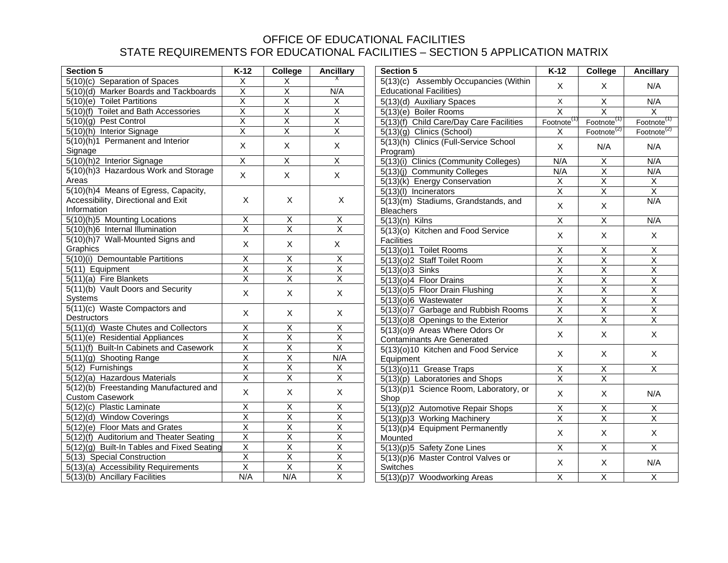# OFFICE OF EDUCATIONAL FACILITIES
## STATE REQUIREMENTS FOR EDUCATIONAL FACILITIES – SECTION 5 APPLICATION MATRIX

| Section 5 | K-12 | College | Ancillary |
|---|---|---|---|
| 5(10)(c) Separation of Spaces | X | X | X |
| 5(10)(d) Marker Boards and Tackboards | X | X | N/A |
| 5(10)(e) Toilet Partitions | X | X | X |
| 5(10)(f) Toilet and Bath Accessories | X | X | X |
| 5(10)(g) Pest Control | X | X | X |
| 5(10)(h) Interior Signage | X | X | X |
| 5(10)(h)1 Permanent and Interior Signage | X | X | X |
| 5(10)(h)2 Interior Signage | X | X | X |
| 5(10)(h)3 Hazardous Work and Storage Areas | X | X | X |
| 5(10)(h)4 Means of Egress, Capacity, Accessibility, Directional and Exit Information | X | X | X |
| 5(10)(h)5 Mounting Locations | X | X | X |
| 5(10)(h)6 Internal Illumination | X | X | X |
| 5(10)(h)7 Wall-Mounted Signs and Graphics | X | X | X |
| 5(10)(i) Demountable Partitions | X | X | X |
| 5(11) Equipment | X | X | X |
| 5(11)(a) Fire Blankets | X | X | X |
| 5(11)(b) Vault Doors and Security Systems | X | X | X |
| 5(11)(c) Waste Compactors and Destructors | X | X | X |
| 5(11)(d) Waste Chutes and Collectors | X | X | X |
| 5(11)(e) Residential Appliances | X | X | X |
| 5(11)(f) Built-In Cabinets and Casework | X | X | X |
| 5(11)(g) Shooting Range | X | X | N/A |
| 5(12) Furnishings | X | X | X |
| 5(12)(a) Hazardous Materials | X | X | X |
| 5(12)(b) Freestanding Manufactured and Custom Casework | X | X | X |
| 5(12)(c) Plastic Laminate | X | X | X |
| 5(12)(d) Window Coverings | X | X | X |
| 5(12)(e) Floor Mats and Grates | X | X | X |
| 5(12)(f) Auditorium and Theater Seating | X | X | X |
| 5(12)(g) Built-In Tables and Fixed Seating | X | X | X |
| 5(13) Special Construction | X | X | X |
| 5(13)(a) Accessibility Requirements | X | X | X |
| 5(13)(b) Ancillary Facilities | N/A | N/A | X |
| 5(13)(c) Assembly Occupancies (Within Educational Facilities) | X | X | N/A |
| 5(13)(d) Auxiliary Spaces | X | X | N/A |
| 5(13)(e) Boiler Rooms | X | X | X |
| 5(13)(f) Child Care/Day Care Facilities | Footnote[1] | Footnote[1] | Footnote[1] |
| 5(13)(g) Clinics (School) | X | Footnote[2] | Footnote[2] |
| 5(13)(h) Clinics (Full-Service School Program) | X | N/A | N/A |
| 5(13)(i) Clinics (Community Colleges) | N/A | X | N/A |
| 5(13)(j) Community Colleges | N/A | X | N/A |
| 5(13)(k) Energy Conservation | X | X | X |
| 5(13)(l) Incinerators | X | X | X |
| 5(13)(m) Stadiums, Grandstands, and Bleachers | X | X | N/A |
| 5(13)(n) Kilns | X | X | N/A |
| 5(13)(o) Kitchen and Food Service Facilities | X | X | X |
| 5(13)(o)1 Toilet Rooms | X | X | X |
| 5(13)(o)2 Staff Toilet Room | X | X | X |
| 5(13)(o)3 Sinks | X | X | X |
| 5(13)(o)4 Floor Drains | X | X | X |
| 5(13)(o)5 Floor Drain Flushing | X | X | X |
| 5(13)(o)6 Wastewater | X | X | X |
| 5(13)(o)7 Garbage and Rubbish Rooms | X | X | X |
| 5(13)(o)8 Openings to the Exterior | X | X | X |
| 5(13)(o)9 Areas Where Odors Or Contaminants Are Generated | X | X | X |
| 5(13)(o)10 Kitchen and Food Service Equipment | X | X | X |
| 5(13)(o)11 Grease Traps | X | X | X |
| 5(13)(p) Laboratories and Shops | X | X | |
| 5(13)(p)1 Science Room, Laboratory, or Shop | X | X | N/A |
| 5(13)(p)2 Automotive Repair Shops | X | X | X |
| 5(13)(p)3 Working Machinery | X | X | X |
| 5(13)(p)4 Equipment Permanently Mounted | X | X | X |
| 5(13)(p)5 Safety Zone Lines | X | X | X |
| 5(13)(p)6 Master Control Valves or Switches | X | X | N/A |
| 5(13)(p)7 Woodworking Areas | X | X | X |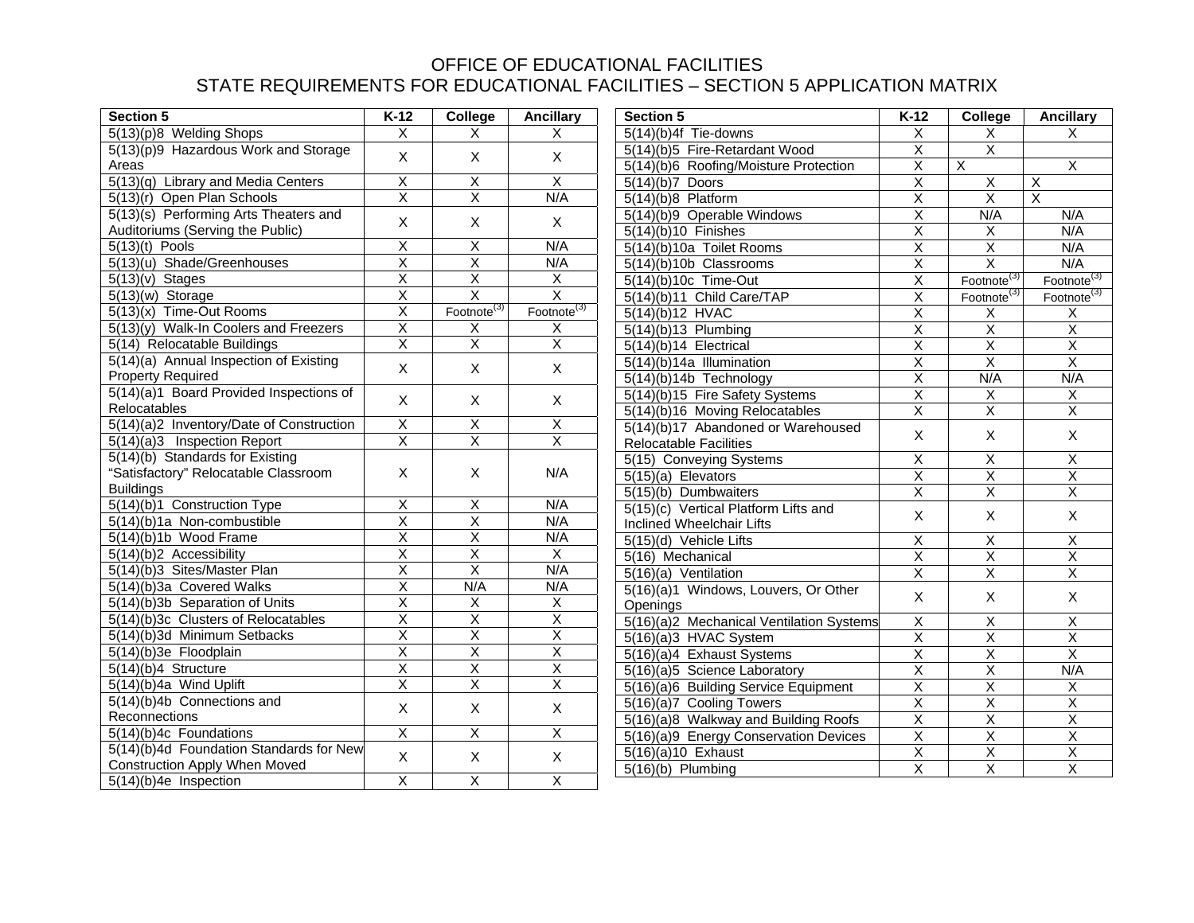# OFFICE OF EDUCATIONAL FACILITIES
## STATE REQUIREMENTS FOR EDUCATIONAL FACILITIES – SECTION 5 APPLICATION MATRIX

| Section 5 | K-12 | College | Ancillary |
|---|---|---|---|
| 5(13)(p)8 Welding Shops | X | X | X |
| 5(13)(p)9 Hazardous Work and Storage Areas | X | X | X |
| 5(13)(q) Library and Media Centers | X | X | X |
| 5(13)(r) Open Plan Schools | X | X | N/A |
| 5(13)(s) Performing Arts Theaters and Auditoriums (Serving the Public) | X | X | X |
| 5(13)(t) Pools | X | X | N/A |
| 5(13)(u) Shade/Greenhouses | X | X | N/A |
| 5(13)(v) Stages | X | X | X |
| 5(13)(w) Storage | X | X | X |
| 5(13)(x) Time-Out Rooms | X | Footnote[3] | Footnote[3] |
| 5(13)(y) Walk-In Coolers and Freezers | X | X | X |
| 5(14) Relocatable Buildings | X | X | X |
| 5(14)(a) Annual Inspection of Existing Property Required | X | X | X |
| 5(14)(a)1 Board Provided Inspections of Relocatables | X | X | X |
| 5(14)(a)2 Inventory/Date of Construction | X | X | X |
| 5(14)(a)3 Inspection Report | X | X | X |
| 5(14)(b) Standards for Existing "Satisfactory" Relocatable Classroom Buildings | X | X | N/A |
| 5(14)(b)1 Construction Type | X | X | N/A |
| 5(14)(b)1a Non-combustible | X | X | N/A |
| 5(14)(b)1b Wood Frame | X | X | N/A |
| 5(14)(b)2 Accessibility | X | X | X |
| 5(14)(b)3 Sites/Master Plan | X | X | N/A |
| 5(14)(b)3a Covered Walks | X | N/A | N/A |
| 5(14)(b)3b Separation of Units | X | X | X |
| 5(14)(b)3c Clusters of Relocatables | X | X | X |
| 5(14)(b)3d Minimum Setbacks | X | X | X |
| 5(14)(b)3e Floodplain | X | X | X |
| 5(14)(b)4 Structure | X | X | X |
| 5(14)(b)4a Wind Uplift | X | X | X |
| 5(14)(b)4b Connections and Reconnections | X | X | X |
| 5(14)(b)4c Foundations | X | X | X |
| 5(14)(b)4d Foundation Standards for New Construction Apply When Moved | X | X | X |
| 5(14)(b)4e Inspection | X | X | X |
| 5(14)(b)4f Tie-downs | X | X | X |
| 5(14)(b)5 Fire-Retardant Wood | X | X | |
| 5(14)(b)6 Roofing/Moisture Protection | X | X | X |
| 5(14)(b)7 Doors | X | X | X |
| 5(14)(b)8 Platform | X | X | X |
| 5(14)(b)9 Operable Windows | X | N/A | N/A |
| 5(14)(b)10 Finishes | X | X | N/A |
| 5(14)(b)10a Toilet Rooms | X | X | N/A |
| 5(14)(b)10b Classrooms | X | X | N/A |
| 5(14)(b)10c Time-Out | X | Footnote[3] | Footnote[3] |
| 5(14)(b)11 Child Care/TAP | X | Footnote[3] | Footnote[3] |
| 5(14)(b)12 HVAC | X | X | X |
| 5(14)(b)13 Plumbing | X | X | X |
| 5(14)(b)14 Electrical | X | X | X |
| 5(14)(b)14a Illumination | X | X | X |
| 5(14)(b)14b Technology | X | N/A | N/A |
| 5(14)(b)15 Fire Safety Systems | X | X | X |
| 5(14)(b)16 Moving Relocatables | X | X | X |
| 5(14)(b)17 Abandoned or Warehoused Relocatable Facilities | X | X | X |
| 5(15) Conveying Systems | X | X | X |
| 5(15)(a) Elevators | X | X | X |
| 5(15)(b) Dumbwaiters | X | X | X |
| 5(15)(c) Vertical Platform Lifts and Inclined Wheelchair Lifts | X | X | X |
| 5(15)(d) Vehicle Lifts | X | X | X |
| 5(16) Mechanical | X | X | X |
| 5(16)(a) Ventilation | X | X | X |
| 5(16)(a)1 Windows, Louvers, Or Other Openings | X | X | X |
| 5(16)(a)2 Mechanical Ventilation Systems | X | X | X |
| 5(16)(a)3 HVAC System | X | X | X |
| 5(16)(a)4 Exhaust Systems | X | X | X |
| 5(16)(a)5 Science Laboratory | X | X | N/A |
| 5(16)(a)6 Building Service Equipment | X | X | X |
| 5(16)(a)7 Cooling Towers | X | X | X |
| 5(16)(a)8 Walkway and Building Roofs | X | X | X |
| 5(16)(a)9 Energy Conservation Devices | X | X | X |
| 5(16)(a)10 Exhaust | X | X | X |
| 5(16)(b) Plumbing | X | X | X |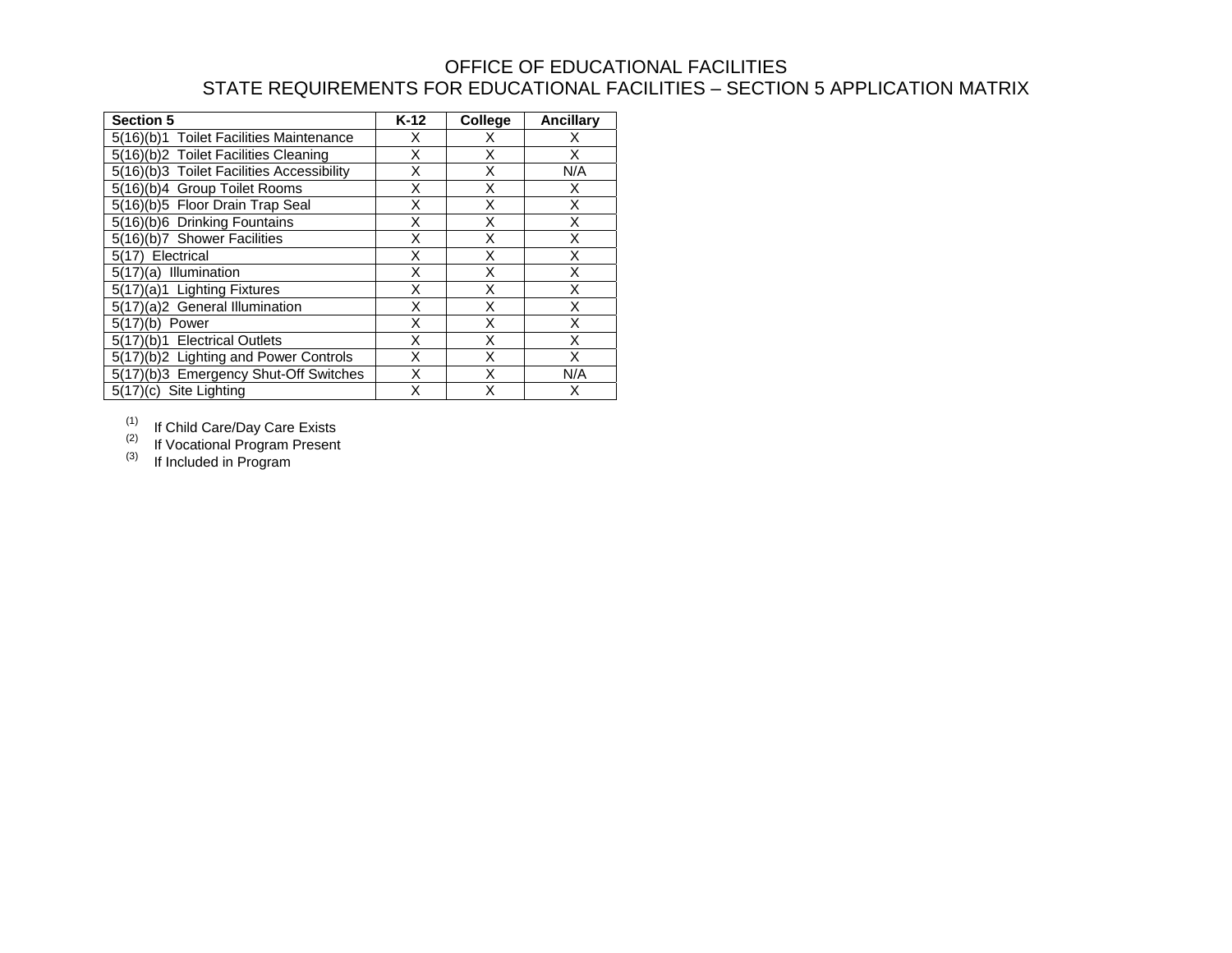# OFFICE OF EDUCATIONAL FACILITIES
## STATE REQUIREMENTS FOR EDUCATIONAL FACILITIES – SECTION 5 APPLICATION MATRIX

| Section 5 | K-12 | College | Ancillary |
|---|---|---|---|
| 5(16)(b)1 Toilet Facilities Maintenance | X | X | X |
| 5(16)(b)2 Toilet Facilities Cleaning | X | X | X |
| 5(16)(b)3 Toilet Facilities Accessibility | X | X | N/A |
| 5(16)(b)4 Group Toilet Rooms | X | X | X |
| 5(16)(b)5 Floor Drain Trap Seal | X | X | X |
| 5(16)(b)6 Drinking Fountains | X | X | X |
| 5(16)(b)7 Shower Facilities | X | X | X |
| 5(17) Electrical | X | X | X |
| 5(17)(a) Illumination | X | X | X |
| 5(17)(a)1 Lighting Fixtures | X | X | X |
| 5(17)(a)2 General Illumination | X | X | X |
| 5(17)(b) Power | X | X | X |
| 5(17)(b)1 Electrical Outlets | X | X | X |
| 5(17)(b)2 Lighting and Power Controls | X | X | X |
| 5(17)(b)3 Emergency Shut-Off Switches | X | X | N/A |
| 5(17)(c) Site Lighting | X | X | X |

(1) If Child Care/Day Care Exists
(2) If Vocational Program Present
(3) If Included in Program